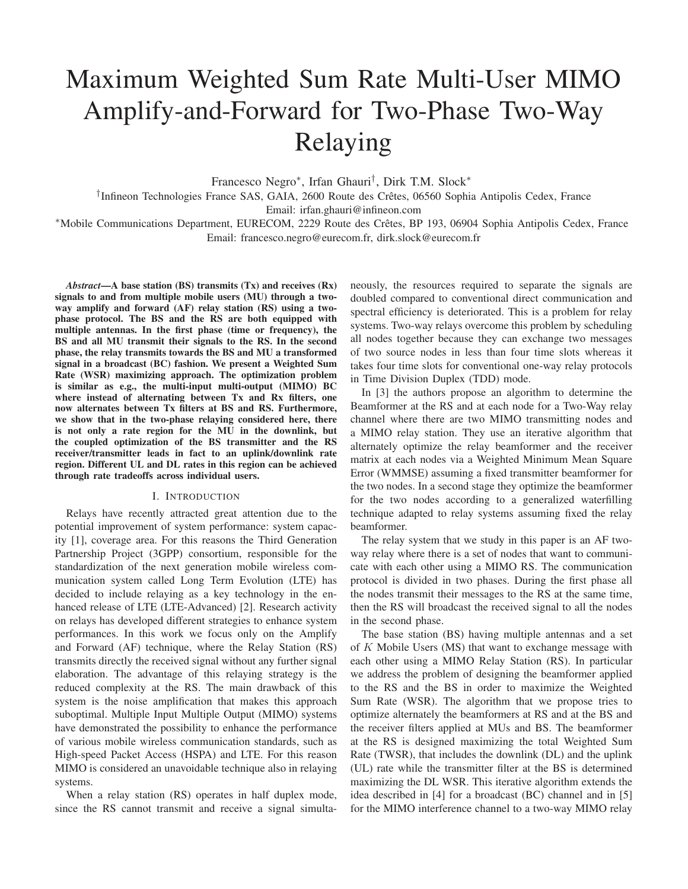# Maximum Weighted Sum Rate Multi-User MIMO Amplify-and-Forward for Two-Phase Two-Way Relaying

Francesco Negro*, Irfan Ghauri†, Dirk T.M. Slock*

†Infineon Technologies France SAS, GAIA, 2600 Route des Crêtes, 06560 Sophia Antipolis Cedex, France
Email: irfan.ghauri@infineon.com

*Mobile Communications Department, EURECOM, 2229 Route des Crêtes, BP 193, 06904 Sophia Antipolis Cedex, France
Email: francesco.negro@eurecom.fr, dirk.slock@eurecom.fr

***Abstract*—A base station (BS) transmits (Tx) and receives (Rx) signals to and from multiple mobile users (MU) through a two-way amplify and forward (AF) relay station (RS) using a two-phase protocol. The BS and the RS are both equipped with multiple antennas. In the first phase (time or frequency), the BS and all MU transmit their signals to the RS. In the second phase, the relay transmits towards the BS and MU a transformed signal in a broadcast (BC) fashion. We present a Weighted Sum Rate (WSR) maximizing approach. The optimization problem is similar as e.g., the multi-input multi-output (MIMO) BC where instead of alternating between Tx and Rx filters, one now alternates between Tx filters at BS and RS. Furthermore, we show that in the two-phase relaying considered here, there is not only a rate region for the MU in the downlink, but the coupled optimization of the BS transmitter and the RS receiver/transmitter leads in fact to an uplink/downlink rate region. Different UL and DL rates in this region can be achieved through rate tradeoffs across individual users.**

## I. Introduction

Relays have recently attracted great attention due to the potential improvement of system performance: system capacity [1], coverage area. For this reasons the Third Generation Partnership Project (3GPP) consortium, responsible for the standardization of the next generation mobile wireless communication system called Long Term Evolution (LTE) has decided to include relaying as a key technology in the enhanced release of LTE (LTE-Advanced) [2]. Research activity on relays has developed different strategies to enhance system performances. In this work we focus only on the Amplify and Forward (AF) technique, where the Relay Station (RS) transmits directly the received signal without any further signal elaboration. The advantage of this relaying strategy is the reduced complexity at the RS. The main drawback of this system is the noise amplification that makes this approach suboptimal. Multiple Input Multiple Output (MIMO) systems have demonstrated the possibility to enhance the performance of various mobile wireless communication standards, such as High-speed Packet Access (HSPA) and LTE. For this reason MIMO is considered an unavoidable technique also in relaying systems.

When a relay station (RS) operates in half duplex mode, since the RS cannot transmit and receive a signal simultaneously, the resources required to separate the signals are doubled compared to conventional direct communication and spectral efficiency is deteriorated. This is a problem for relay systems. Two-way relays overcome this problem by scheduling all nodes together because they can exchange two messages of two source nodes in less than four time slots whereas it takes four time slots for conventional one-way relay protocols in Time Division Duplex (TDD) mode.

In [3] the authors propose an algorithm to determine the Beamformer at the RS and at each node for a Two-Way relay channel where there are two MIMO transmitting nodes and a MIMO relay station. They use an iterative algorithm that alternately optimize the relay beamformer and the receiver matrix at each nodes via a Weighted Minimum Mean Square Error (WMMSE) assuming a fixed transmitter beamformer for the two nodes. In a second stage they optimize the beamformer for the two nodes according to a generalized waterfilling technique adapted to relay systems assuming fixed the relay beamformer.

The relay system that we study in this paper is an AF two-way relay where there is a set of nodes that want to communicate with each other using a MIMO RS. The communication protocol is divided in two phases. During the first phase all the nodes transmit their messages to the RS at the same time, then the RS will broadcast the received signal to all the nodes in the second phase.

The base station (BS) having multiple antennas and a set of $K$ Mobile Users (MS) that want to exchange message with each other using a MIMO Relay Station (RS). In particular we address the problem of designing the beamformer applied to the RS and the BS in order to maximize the Weighted Sum Rate (WSR). The algorithm that we propose tries to optimize alternately the beamformers at RS and at the BS and the receiver filters applied at MUs and BS. The beamformer at the RS is designed maximizing the total Weighted Sum Rate (TWSR), that includes the downlink (DL) and the uplink (UL) rate while the transmitter filter at the BS is determined maximizing the DL WSR. This iterative algorithm extends the idea described in [4] for a broadcast (BC) channel and in [5] for the MIMO interference channel to a two-way MIMO relay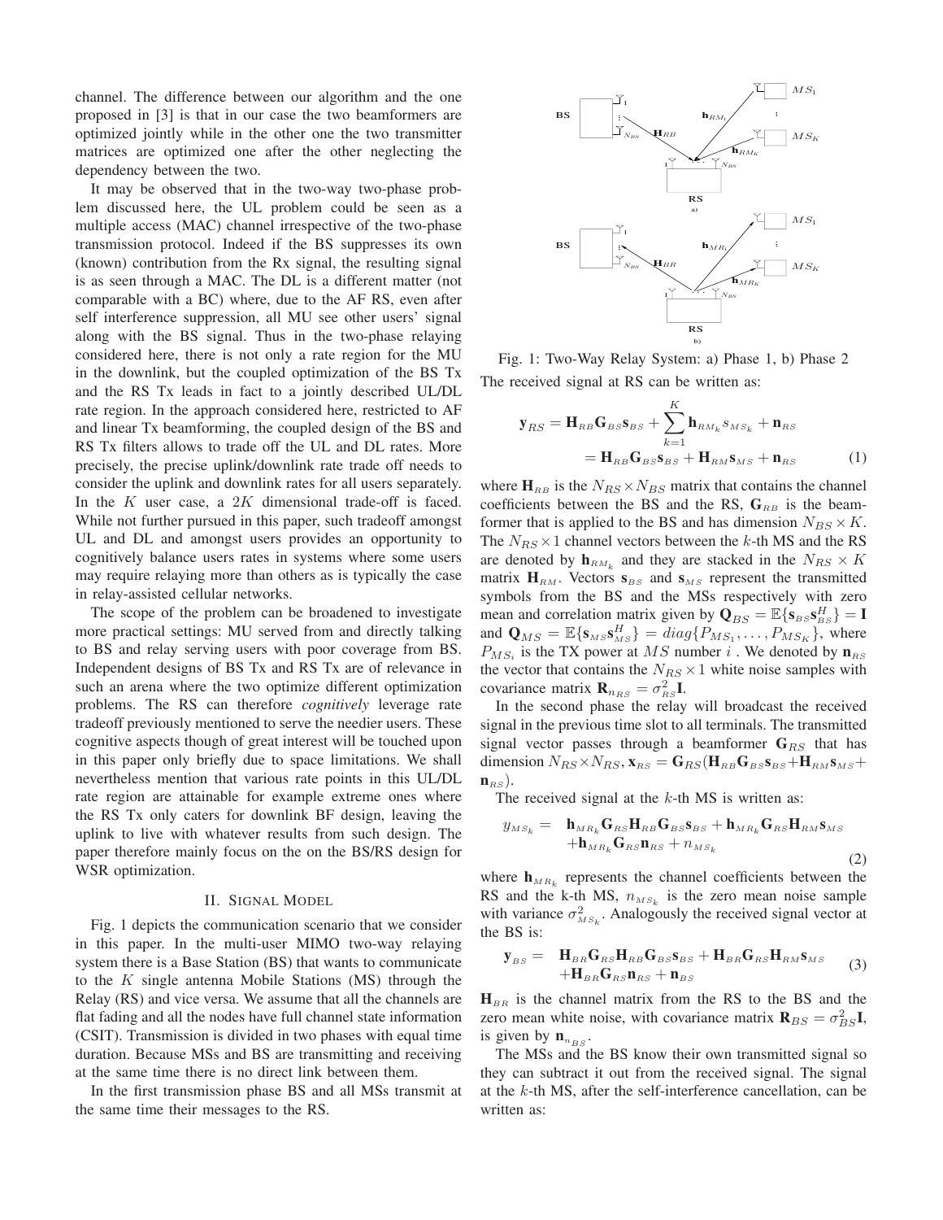channel. The difference between our algorithm and the one proposed in [3] is that in our case the two beamformers are optimized jointly while in the other one the two transmitter matrices are optimized one after the other neglecting the dependency between the two.

It may be observed that in the two-way two-phase problem discussed here, the UL problem could be seen as a multiple access (MAC) channel irrespective of the two-phase transmission protocol. Indeed if the BS suppresses its own (known) contribution from the Rx signal, the resulting signal is as seen through a MAC. The DL is a different matter (not comparable with a BC) where, due to the AF RS, even after self interference suppression, all MU see other users' signal along with the BS signal. Thus in the two-phase relaying considered here, there is not only a rate region for the MU in the downlink, but the coupled optimization of the BS Tx and the RS Tx leads in fact to a jointly described UL/DL rate region. In the approach considered here, restricted to AF and linear Tx beamforming, the coupled design of the BS and RS Tx filters allows to trade off the UL and DL rates. More precisely, the precise uplink/downlink rate trade off needs to consider the uplink and downlink rates for all users separately. In the $K$ user case, a $2K$ dimensional trade-off is faced. While not further pursued in this paper, such tradeoff amongst UL and DL and amongst users provides an opportunity to cognitively balance users rates in systems where some users may require relaying more than others as is typically the case in relay-assisted cellular networks.

The scope of the problem can be broadened to investigate more practical settings: MU served from and directly talking to BS and relay serving users with poor coverage from BS. Independent designs of BS Tx and RS Tx are of relevance in such an arena where the two optimize different optimization problems. The RS can therefore *cognitively* leverage rate tradeoff previously mentioned to serve the needier users. These cognitive aspects though of great interest will be touched upon in this paper only briefly due to space limitations. We shall nevertheless mention that various rate points in this UL/DL rate region are attainable for example extreme ones where the RS Tx only caters for downlink BF design, leaving the uplink to live with whatever results from such design. The paper therefore mainly focus on the on the BS/RS design for WSR optimization.

## II. Signal Model

Fig. 1 depicts the communication scenario that we consider in this paper. In the multi-user MIMO two-way relaying system there is a Base Station (BS) that wants to communicate to the $K$ single antenna Mobile Stations (MS) through the Relay (RS) and vice versa. We assume that all the channels are flat fading and all the nodes have full channel state information (CSIT). Transmission is divided in two phases with equal time duration. Because MSs and BS are transmitting and receiving at the same time there is no direct link between them.

In the first transmission phase BS and all MSs transmit at the same time their messages to the RS.

BS
1
$N_{BS}$
$\mathbf{H}_{RB}$
$\mathbf{h}_{RM_1}$
$\mathbf{h}_{RM_K}$
$MS_1$
$MS_K$
1
$N_{RS}$
RS
a)

BS
1
$N_{BS}$
$\mathbf{H}_{BR}$
$\mathbf{h}_{MR_1}$
$\mathbf{h}_{MR_K}$
$MS_1$
$MS_K$
1
$N_{RS}$
RS
b)

Fig. 1: Two-Way Relay System: a) Phase 1, b) Phase 2

The received signal at RS can be written as:

$$
\begin{aligned}
\mathbf{y}_{RS} &= \mathbf{H}_{RB}\mathbf{G}_{BS}\mathbf{s}_{BS} + \sum_{k=1}^{K} \mathbf{h}_{RM_k} s_{MS_k} + \mathbf{n}_{RS} \\
&= \mathbf{H}_{RB}\mathbf{G}_{BS}\mathbf{s}_{BS} + \mathbf{H}_{RM}\mathbf{s}_{MS} + \mathbf{n}_{RS}
\end{aligned} \tag{1}
$$

where $\mathbf{H}_{RB}$ is the $N_{RS} \times N_{BS}$ matrix that contains the channel coefficients between the BS and the RS, $\mathbf{G}_{RB}$ is the beamformer that is applied to the BS and has dimension $N_{BS} \times K$. The $N_{RS} \times 1$ channel vectors between the $k$-th MS and the RS are denoted by $\mathbf{h}_{RM_k}$ and they are stacked in the $N_{RS} \times K$ matrix $\mathbf{H}_{RM}$. Vectors $\mathbf{s}_{BS}$ and $\mathbf{s}_{MS}$ represent the transmitted symbols from the BS and the MSs respectively with zero mean and correlation matrix given by $\mathbf{Q}_{BS} = \mathbb{E}\{\mathbf{s}_{BS}\mathbf{s}_{BS}^H\} = \mathbf{I}$ and $\mathbf{Q}_{MS} = \mathbb{E}\{\mathbf{s}_{MS}\mathbf{s}_{MS}^H\} = diag\{P_{MS_1}, \ldots, P_{MS_K}\}$, where $P_{MS_i}$ is the TX power at $MS$ number $i$ . We denoted by $\mathbf{n}_{RS}$ the vector that contains the $N_{RS} \times 1$ white noise samples with covariance matrix $\mathbf{R}_{n_{RS}} = \sigma_{RS}^2 \mathbf{I}$.

In the second phase the relay will broadcast the received signal in the previous time slot to all terminals. The transmitted signal vector passes through a beamformer $\mathbf{G}_{RS}$ that has dimension $N_{RS} \times N_{RS}$, $\mathbf{x}_{RS} = \mathbf{G}_{RS}(\mathbf{H}_{RB}\mathbf{G}_{BS}\mathbf{s}_{BS} + \mathbf{H}_{RM}\mathbf{s}_{MS} + \mathbf{n}_{RS})$.

The received signal at the $k$-th MS is written as:

$$
\begin{aligned}
y_{MS_k} = \quad & \mathbf{h}_{MR_k}\mathbf{G}_{RS}\mathbf{H}_{RB}\mathbf{G}_{BS}\mathbf{s}_{BS} + \mathbf{h}_{MR_k}\mathbf{G}_{RS}\mathbf{H}_{RM}\mathbf{s}_{MS} \\
& + \mathbf{h}_{MR_k}\mathbf{G}_{RS}\mathbf{n}_{RS} + n_{MS_k}
\end{aligned} \tag{2}
$$

where $\mathbf{h}_{MR_k}$ represents the channel coefficients between the RS and the k-th MS, $n_{MS_k}$ is the zero mean noise sample with variance $\sigma_{MS_k}^2$. Analogously the received signal vector at the BS is:

$$
\begin{aligned}
\mathbf{y}_{BS} = \quad & \mathbf{H}_{BR}\mathbf{G}_{RS}\mathbf{H}_{RB}\mathbf{G}_{BS}\mathbf{s}_{BS} + \mathbf{H}_{BR}\mathbf{G}_{RS}\mathbf{H}_{RM}\mathbf{s}_{MS} \\
& + \mathbf{H}_{BR}\mathbf{G}_{RS}\mathbf{n}_{RS} + \mathbf{n}_{BS}
\end{aligned} \tag{3}
$$

$\mathbf{H}_{BR}$ is the channel matrix from the RS to the BS and the zero mean white noise, with covariance matrix $\mathbf{R}_{BS} = \sigma_{BS}^2 \mathbf{I}$, is given by $\mathbf{n}_{n_{BS}}$.

The MSs and the BS know their own transmitted signal so they can subtract it out from the received signal. The signal at the $k$-th MS, after the self-interference cancellation, can be written as: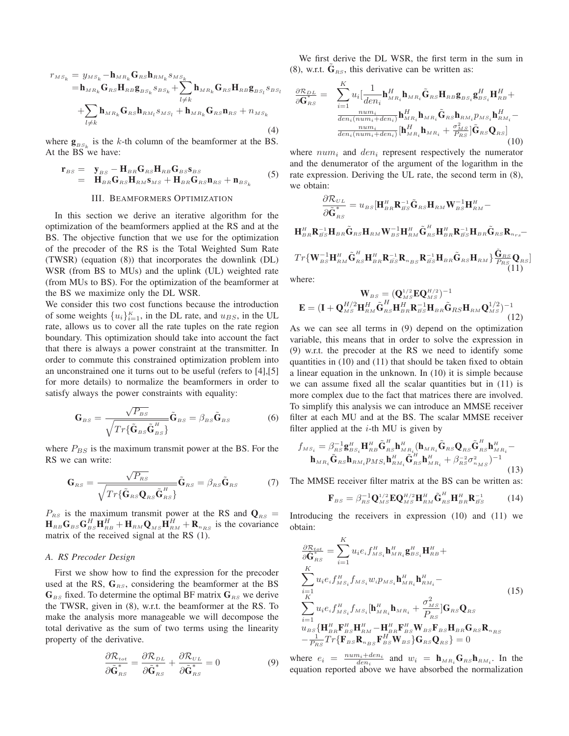$$
\begin{aligned}
r_{MS_k} &= y_{MS_k} - \mathbf{h}_{MR_k}\mathbf{G}_{RS}\mathbf{h}_{RM_k}s_{MS_k} \\
&= \mathbf{h}_{MR_k}\mathbf{G}_{RS}\mathbf{H}_{RB}\mathbf{g}_{BS_k}s_{BS_k} + \sum_{l\neq k}\mathbf{h}_{MR_k}\mathbf{G}_{RS}\mathbf{H}_{RB}\mathbf{g}_{BS_l}s_{BS_l} \\
&+ \sum_{l\neq k}\mathbf{h}_{MR_k}\mathbf{G}_{RS}\mathbf{h}_{RM_l}s_{MS_l} + \mathbf{h}_{MR_k}\mathbf{G}_{RS}\mathbf{n}_{RS} + n_{MS_k}
\end{aligned}
\tag{4}
$$

where $\mathbf{g}_{BS_k}$ is the $k$-th column of the beamformer at the BS. At the BS we have:

$$
\begin{aligned}
\mathbf{r}_{BS} &= \mathbf{y}_{BS} - \mathbf{H}_{BR}\mathbf{G}_{RS}\mathbf{H}_{RB}\mathbf{G}_{BS}\mathbf{s}_{BS} \\
&= \mathbf{H}_{BR}\mathbf{G}_{RS}\mathbf{H}_{RM}\mathbf{s}_{MS} + \mathbf{H}_{BR}\mathbf{G}_{RS}\mathbf{n}_{RS} + \mathbf{n}_{BS_k}
\end{aligned}
\tag{5}
$$

## III. Beamformers Optimization

In this section we derive an iterative algorithm for the optimization of the beamformers applied at the RS and at the BS. The objective function that we use for the optimization of the precoder of the RS is the Total Weighted Sum Rate (TWSR) (equation (8)) that incorporates the downlink (DL) WSR (from BS to MUs) and the uplink (UL) weighted rate (from MUs to BS). For the optimization of the beamformer at the BS we maximize only the DL WSR.

We consider this two cost functions because the introduction of some weights $\{u_i\}_{i=1}^K$, in the DL rate, and $u_{BS}$, in the UL rate, allows us to cover all the rate tuples on the rate region boundary. This optimization should take into account the fact that there is always a power constraint at the transmitter. In order to commute this constrained optimization problem into an unconstrained one it turns out to be useful (refers to [4],[5] for more details) to normalize the beamformers in order to satisfy always the power constraints with equality:

$$
\mathbf{G}_{BS} = \frac{\sqrt{P_{BS}}}{\sqrt{Tr\{\tilde{\mathbf{G}}_{BS}\tilde{\mathbf{G}}_{BS}^H\}}}\tilde{\mathbf{G}}_{BS} = \beta_{BS}\tilde{\mathbf{G}}_{BS} \tag{6}
$$

where $P_{BS}$ is the maximum transmit power at the BS. For the RS we can write:

$$
\mathbf{G}_{RS} = \frac{\sqrt{P_{RS}}}{\sqrt{Tr\{\tilde{\mathbf{G}}_{RS}\mathbf{Q}_{RS}\tilde{\mathbf{G}}_{RS}^H\}}}\tilde{\mathbf{G}}_{RS} = \beta_{RS}\tilde{\mathbf{G}}_{RS} \tag{7}
$$

$P_{RS}$ is the maximum transmit power at the RS and $\mathbf{Q}_{RS} = \mathbf{H}_{RB}\mathbf{G}_{BS}\mathbf{G}_{BS}^H\mathbf{H}_{RB}^H + \mathbf{H}_{RM}\mathbf{Q}_{MS}\mathbf{H}_{RM}^H + \mathbf{R}_{n_{RS}}$ is the covariance matrix of the received signal at the RS (1).

### A. RS Precoder Design

First we show how to find the expression for the precoder used at the RS, $\mathbf{G}_{RS}$, considering the beamformer at the BS $\mathbf{G}_{BS}$ fixed. To determine the optimal BF matrix $\mathbf{G}_{RS}$ we derive the TWSR, given in (8), w.r.t. the beamformer at the RS. To make the analysis more manageable we will decompose the total derivative as the sum of two terms using the linearity property of the derivative.

$$
\frac{\partial \mathcal{R}_{tot}}{\partial \tilde{\mathbf{G}}_{RS}^*} = \frac{\partial \mathcal{R}_{DL}}{\partial \tilde{\mathbf{G}}_{RS}^*} + \frac{\partial \mathcal{R}_{UL}}{\partial \tilde{\mathbf{G}}_{RS}^*} = 0 \tag{9}
$$

We first derive the DL WSR, the first term in the sum in (8), w.r.t. $\tilde{\mathbf{G}}_{RS}$, this derivative can be written as:

$$
\begin{aligned}
\frac{\partial \mathcal{R}_{DL}}{\partial \tilde{\mathbf{G}}_{RS}^*} = \sum_{i=1}^K u_i [&\frac{1}{den_i}\mathbf{h}_{MR_i}^H\mathbf{h}_{MR_i}\tilde{\mathbf{G}}_{RS}\mathbf{H}_{RB}\mathbf{g}_{BS_i}\mathbf{g}_{BS_i}^H\mathbf{H}_{RB}^H + \\
&\frac{num_i}{den_i(num_i+den_i)}\mathbf{h}_{MR_i}^H\mathbf{h}_{MR_i}\tilde{\mathbf{G}}_{RS}\mathbf{h}_{RM_i}p_{MS_i}\mathbf{h}_{RM_i}^H - \\
&\frac{num_i}{den_i(num_i+den_i)}[\mathbf{h}_{MR_i}^H\mathbf{h}_{MR_i} + \frac{\sigma_{MS}^2}{P_{RS}}]\tilde{\mathbf{G}}_{RS}\mathbf{Q}_{RS}]
\end{aligned}
\tag{10}
$$

where $num_i$ and $den_i$ represent respectively the numerator and the denumerator of the argument of the logarithm in the rate expression. Deriving the UL rate, the second term in (8), we obtain:

$$
\begin{aligned}
\frac{\partial \mathcal{R}_{UL}}{\partial \tilde{\mathbf{G}}_{RS}^*} &= u_{BS}[\mathbf{H}_{BR}^H\mathbf{R}_{BS}^{-1}\tilde{\mathbf{G}}_{RS}\mathbf{H}_{RM}\mathbf{W}_{BS}^{-1}\mathbf{H}_{RM}^H - \\
&\mathbf{H}_{BR}^H\mathbf{R}_{BS}^{-1}\mathbf{H}_{BR}\tilde{\mathbf{G}}_{RS}\mathbf{H}_{RM}\mathbf{W}_{BS}^{-1}\mathbf{H}_{RM}^H\tilde{\mathbf{G}}_{RS}^H\mathbf{H}_{BR}^H\mathbf{R}_{BS}^{-1}\mathbf{H}_{BR}\tilde{\mathbf{G}}_{RS}\mathbf{R}_{n_{rs}} - \\
&Tr\{\mathbf{W}_{BS}^{-1}\mathbf{H}_{RM}^H\tilde{\mathbf{G}}_{RS}^H\mathbf{H}_{BR}^H\mathbf{R}_{BS}^{-1}\mathbf{R}_{n_{BS}}\mathbf{R}_{BS}^{-1}\mathbf{H}_{BR}\tilde{\mathbf{G}}_{RS}\mathbf{H}_{RM}\}\frac{\tilde{\mathbf{G}}_{RS}}{P_{RS}}\mathbf{Q}_{RS}]
\end{aligned}
\tag{11}
$$

where:

$$
\begin{aligned}
\mathbf{W}_{BS} &= (\mathbf{Q}_{MS}^{1/2}\mathbf{E}\mathbf{Q}_{MS}^{H/2})^{-1} \\
\mathbf{E} &= (\mathbf{I} + \mathbf{Q}_{MS}^{H/2}\mathbf{H}_{RM}^H\tilde{\mathbf{G}}_{RS}^H\mathbf{H}_{BR}^H\mathbf{R}_{BS}^{-1}\mathbf{H}_{BR}\tilde{\mathbf{G}}_{RS}\mathbf{H}_{RM}\mathbf{Q}_{MS}^{1/2})^{-1}
\end{aligned}
\tag{12}
$$

As we can see all terms in (9) depend on the optimization variable, this means that in order to solve the expression in (9) w.r.t. the precoder at the RS we need to identify some quantities in (10) and (11) that should be taken fixed to obtain a linear equation in the unknown. In (10) it is simple because we can assume fixed all the scalar quantities but in (11) is more complex due to the fact that matrices there are involved. To simplify this analysis we can introduce an MMSE receiver filter at each MU and at the BS. The scalar MMSE receiver filter applied at the $i$-th MU is given by

$$
\begin{aligned}
f_{MS_i} = \beta_{RS}^{-1}\mathbf{g}_{BS_i}^H\mathbf{H}_{RB}^H\tilde{\mathbf{G}}_{RS}^H\mathbf{h}_{MR_i}^H(&\mathbf{h}_{MR_i}\tilde{\mathbf{G}}_{RS}\mathbf{Q}_{RS}\tilde{\mathbf{G}}_{RS}^H\mathbf{h}_{MR_i}^H - \\
&\mathbf{h}_{MR_i}\tilde{\mathbf{G}}_{RS}\mathbf{h}_{RM_i}p_{MS_i}\mathbf{h}_{RM_i}^H\tilde{\mathbf{G}}_{RS}^H\mathbf{h}_{MR_i}^H + \beta_{RS}^{-2}\sigma_{n_{MS}}^2)^{-1}
\end{aligned}
\tag{13}
$$

The MMSE receiver filter matrix at the BS can be written as:

$$
\mathbf{F}_{BS} = \beta_{RS}^{-1}\mathbf{Q}_{MS}^{1/2}\mathbf{E}\mathbf{Q}_{MS}^{H/2}\mathbf{H}_{RM}^H\tilde{\mathbf{G}}_{RS}^H\mathbf{H}_{BR}^H\mathbf{R}_{BS}^{-1} \tag{14}
$$

Introducing the receivers in expression (10) and (11) we obtain:

$$
\begin{aligned}
\frac{\partial \mathcal{R}_{tot}}{\partial \tilde{\mathbf{G}}_{RS}^*} &= \sum_{i=1}^K u_i e_i f_{MS_i}^H\mathbf{h}_{MR_i}^H\mathbf{g}_{BS_i}^H\mathbf{H}_{RB}^H + \\
&\sum_{i=1}^K u_i e_i f_{MS_i}^H f_{MS_i} w_i p_{MS_i}\mathbf{h}_{MR_i}^H\mathbf{h}_{RM_i}^H - \\
&\sum_{i=1}^K u_i e_i f_{MS_i}^H f_{MS_i}[\mathbf{h}_{MR_i}^H\mathbf{h}_{MR_i} + \frac{\sigma_{MS}^2}{P_{RS}}]\mathbf{G}_{RS}\mathbf{Q}_{RS} \\
&u_{BS}\{\mathbf{H}_{BR}^H\mathbf{F}_{BS}^H\mathbf{H}_{RM}^H - \mathbf{H}_{BR}^H\mathbf{F}_{BS}^H\mathbf{W}_{BS}\mathbf{F}_{BS}\mathbf{H}_{BR}\mathbf{G}_{RS}\mathbf{R}_{n_{RS}} \\
&-\frac{1}{P_{RS}}Tr\{\mathbf{F}_{BS}\mathbf{R}_{n_{BS}}\mathbf{F}_{BS}^H\mathbf{W}_{BS}\}\mathbf{G}_{RS}\mathbf{Q}_{RS}\} = 0
\end{aligned}
\tag{15}
$$

where $e_i = \frac{num_i + den_i}{den_i}$ and $w_i = \mathbf{h}_{MR_i}\mathbf{G}_{RS}\mathbf{h}_{RM_i}$. In the equation reported above we have absorbed the normalization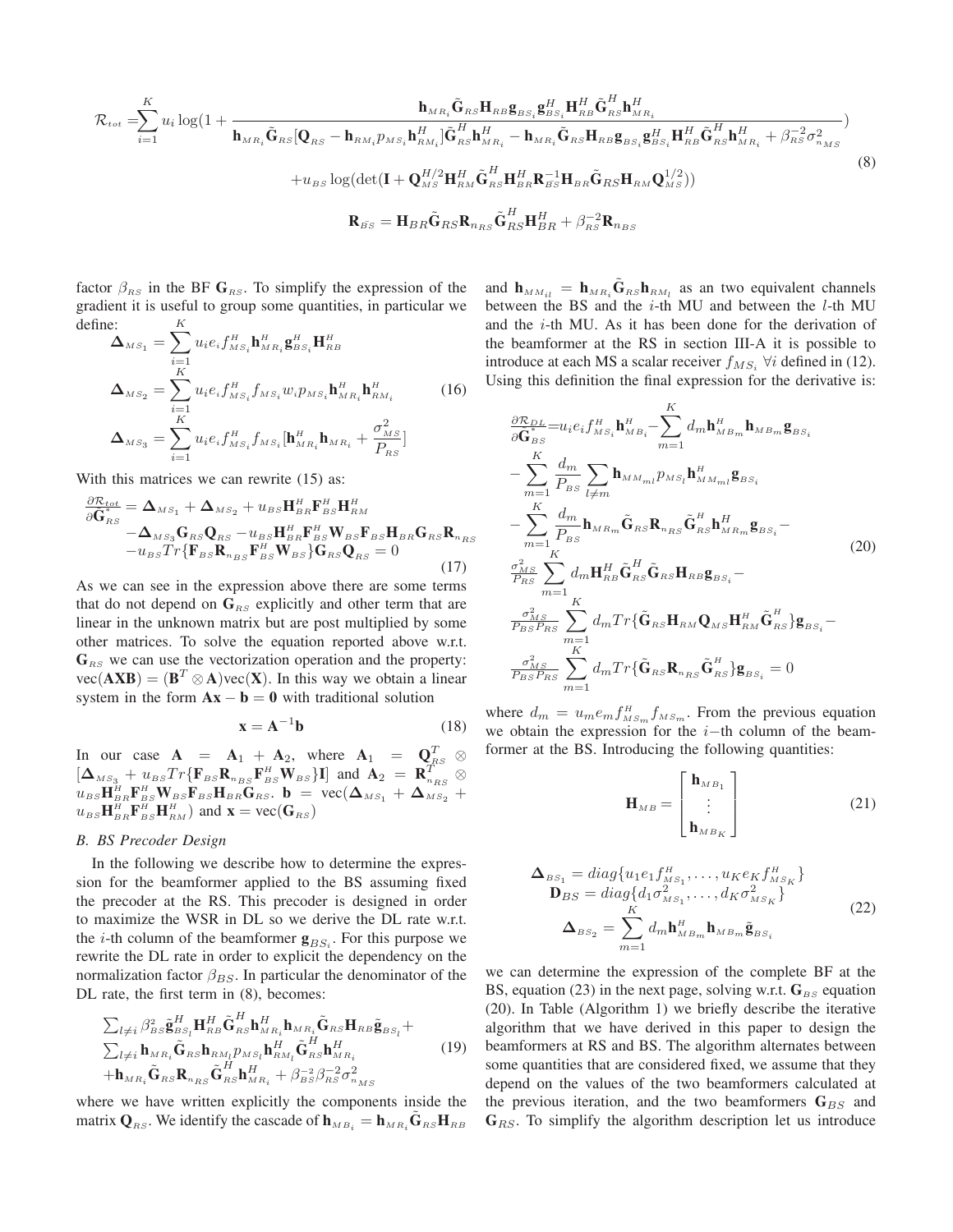$$
\begin{aligned}
\mathcal{R}_{tot} =& \sum_{i=1}^{K} u_i \log(1 + \frac{\mathbf{h}_{MR_i} \tilde{\mathbf{G}}_{RS} \mathbf{H}_{RB} \mathbf{g}_{BS_i} \mathbf{g}_{BS_i}^H \mathbf{H}_{RB}^H \tilde{\mathbf{G}}_{RS}^H \mathbf{h}_{MR_i}^H}{\mathbf{h}_{MR_i} \tilde{\mathbf{G}}_{RS} [\mathbf{Q}_{RS} - \mathbf{h}_{RM_i} p_{MS_i} \mathbf{h}_{RM_i}^H] \tilde{\mathbf{G}}_{RS}^H \mathbf{h}_{MR_i}^H - \mathbf{h}_{MR_i} \tilde{\mathbf{G}}_{RS} \mathbf{H}_{RB} \mathbf{g}_{BS_i} \mathbf{g}_{BS_i}^H \mathbf{H}_{RB}^H \tilde{\mathbf{G}}_{RS}^H \mathbf{h}_{MR_i}^H + \beta_{RS}^{-2} \sigma_{n_{MS}}^2}) \\
& + u_{BS} \log(\det(\mathbf{I} + \mathbf{Q}_{MS}^{H/2} \mathbf{H}_{RM}^H \tilde{\mathbf{G}}_{RS}^H \mathbf{H}_{BR}^H \mathbf{R}_{BS}^{-1} \mathbf{H}_{BR} \tilde{\mathbf{G}}_{RS} \mathbf{H}_{RM} \mathbf{Q}_{MS}^{1/2})) \\
& \mathbf{R}_{BS} = \mathbf{H}_{BR} \tilde{\mathbf{G}}_{RS} \mathbf{R}_{n_{RS}} \tilde{\mathbf{G}}_{RS}^H \mathbf{H}_{BR}^H + \beta_{RS}^{-2} \mathbf{R}_{n_{BS}}
\end{aligned} \tag{8}
$$

factor $\beta_{RS}$ in the BF $\mathbf{G}_{RS}$. To simplify the expression of the gradient it is useful to group some quantities, in particular we define:

$$
\begin{aligned}
\mathbf{\Delta}_{MS_1} &= \sum_{i=1}^{K} u_i e_i f_{MS_i}^H \mathbf{h}_{MR_i}^H \mathbf{g}_{BS_i}^H \mathbf{H}_{RB}^H \\
\mathbf{\Delta}_{MS_2} &= \sum_{i=1}^{K} u_i e_i f_{MS_i}^H f_{MS_i} w_i p_{MS_i} \mathbf{h}_{MR_i}^H \mathbf{h}_{RM_i}^H \\
\mathbf{\Delta}_{MS_3} &= \sum_{i=1}^{K} u_i e_i f_{MS_i}^H f_{MS_i} [\mathbf{h}_{MR_i}^H \mathbf{h}_{MR_i} + \frac{\sigma_{MS}^2}{P_{RS}}]
\end{aligned} \tag{16}
$$

With this matrices we can rewrite (15) as:

$$
\begin{aligned}
\frac{\partial \mathcal{R}_{tot}}{\partial \tilde{\mathbf{G}}_{RS}^*} =& \mathbf{\Delta}_{MS_1} + \mathbf{\Delta}_{MS_2} + u_{BS} \mathbf{H}_{BR}^H \mathbf{F}_{BS}^H \mathbf{H}_{RM}^H \\
& - \mathbf{\Delta}_{MS_3} \mathbf{G}_{RS} \mathbf{Q}_{RS} - u_{BS} \mathbf{H}_{BR}^H \mathbf{F}_{BS}^H \mathbf{W}_{BS} \mathbf{F}_{BS} \mathbf{H}_{BR} \mathbf{G}_{RS} \mathbf{R}_{n_{RS}} \\
& - u_{BS} Tr\{\mathbf{F}_{BS} \mathbf{R}_{n_{BS}} \mathbf{F}_{BS}^H \mathbf{W}_{BS}\} \mathbf{G}_{RS} \mathbf{Q}_{RS} = 0
\end{aligned} \tag{17}
$$

As we can see in the expression above there are some terms that do not depend on $\mathbf{G}_{RS}$ explicitly and other term that are linear in the unknown matrix but are post multiplied by some other matrices. To solve the equation reported above w.r.t. $\mathbf{G}_{RS}$ we can use the vectorization operation and the property: $\text{vec}(\mathbf{AXB}) = (\mathbf{B}^T \otimes \mathbf{A})\text{vec}(\mathbf{X})$. In this way we obtain a linear system in the form $\mathbf{Ax} - \mathbf{b} = \mathbf{0}$ with traditional solution

$$
\mathbf{x} = \mathbf{A}^{-1} \mathbf{b} \tag{18}
$$

In our case $\mathbf{A} = \mathbf{A}_1 + \mathbf{A}_2$, where $\mathbf{A}_1 = \mathbf{Q}_{RS}^T \otimes [\mathbf{\Delta}_{MS_3} + u_{BS} Tr\{\mathbf{F}_{BS} \mathbf{R}_{n_{BS}} \mathbf{F}_{BS}^H \mathbf{W}_{BS}\} \mathbf{I}]$ and $\mathbf{A}_2 = \mathbf{R}_{n_{RS}}^T \otimes u_{BS} \mathbf{H}_{BR}^H \mathbf{F}_{BS}^H \mathbf{W}_{BS} \mathbf{F}_{BS} \mathbf{H}_{BR} \mathbf{G}_{RS}$. $\mathbf{b} = \text{vec}(\mathbf{\Delta}_{MS_1} + \mathbf{\Delta}_{MS_2} + u_{BS} \mathbf{H}_{BR}^H \mathbf{F}_{BS}^H \mathbf{H}_{RM}^H)$ and $\mathbf{x} = \text{vec}(\mathbf{G}_{RS})$

### B. BS Precoder Design

In the following we describe how to determine the expression for the beamformer applied to the BS assuming fixed the precoder at the RS. This precoder is designed in order to maximize the WSR in DL so we derive the DL rate w.r.t. the $i$-th column of the beamformer $\mathbf{g}_{BS_i}$. For this purpose we rewrite the DL rate in order to explicit the dependency on the normalization factor $\beta_{BS}$. In particular the denominator of the DL rate, the first term in (8), becomes:

$$
\begin{aligned}
& \textstyle\sum_{l \neq i} \beta_{BS}^2 \tilde{\mathbf{g}}_{BS_l}^H \mathbf{H}_{RB}^H \tilde{\mathbf{G}}_{RS}^H \mathbf{h}_{MR_i}^H \mathbf{h}_{MR_i} \tilde{\mathbf{G}}_{RS} \mathbf{H}_{RB} \tilde{\mathbf{g}}_{BS_l} + \\
& \textstyle\sum_{l \neq i} \mathbf{h}_{MR_i} \tilde{\mathbf{G}}_{RS} \mathbf{h}_{RM_l} p_{MS_l} \mathbf{h}_{RM_l}^H \tilde{\mathbf{G}}_{RS}^H \mathbf{h}_{MR_i}^H \\
& + \mathbf{h}_{MR_i} \tilde{\mathbf{G}}_{RS} \mathbf{R}_{n_{RS}} \tilde{\mathbf{G}}_{RS}^H \mathbf{h}_{MR_i}^H + \beta_{BS}^{-2} \beta_{RS}^{-2} \sigma_{n_{MS}}^2
\end{aligned} \tag{19}
$$

where we have written explicitly the components inside the matrix $\mathbf{Q}_{RS}$. We identify the cascade of $\mathbf{h}_{MB_i} = \mathbf{h}_{MR_i} \tilde{\mathbf{G}}_{RS} \mathbf{H}_{RB}$ and $\mathbf{h}_{MM_{il}} = \mathbf{h}_{MR_i} \tilde{\mathbf{G}}_{RS} \mathbf{h}_{RM_l}$ as an two equivalent channels between the BS and the $i$-th MU and between the $l$-th MU and the $i$-th MU. As it has been done for the derivation of the beamformer at the RS in section III-A it is possible to introduce at each MS a scalar receiver $f_{MS_i}$ $\forall i$ defined in (12). Using this definition the final expression for the derivative is:

$$
\begin{aligned}
\frac{\partial \mathcal{R}_{DL}}{\partial \tilde{\mathbf{G}}_{BS}^*} =& u_i e_i f_{MS_i}^H \mathbf{h}_{MB_i}^H - \sum_{m=1}^{K} d_m \mathbf{h}_{MB_m}^H \mathbf{h}_{MB_m} \mathbf{g}_{BS_i} \\
& - \sum_{m=1}^{K} \frac{d_m}{P_{BS}} \sum_{l \neq m} \mathbf{h}_{MM_{ml}} p_{MS_l} \mathbf{h}_{MM_{ml}}^H \mathbf{g}_{BS_i} \\
& - \sum_{m=1}^{K} \frac{d_m}{P_{BS}} \mathbf{h}_{MR_m} \tilde{\mathbf{G}}_{RS} \mathbf{R}_{n_{RS}} \tilde{\mathbf{G}}_{RS}^H \mathbf{h}_{MR_m}^H \mathbf{g}_{BS_i} - \\
& \frac{\sigma_{MS}^2}{P_{RS}} \sum_{m=1}^{K} d_m \mathbf{H}_{RB}^H \tilde{\mathbf{G}}_{RS}^H \tilde{\mathbf{G}}_{RS} \mathbf{H}_{RB} \mathbf{g}_{BS_i} - \\
& \frac{\sigma_{MS}^2}{P_{BS} P_{RS}} \sum_{m=1}^{K} d_m Tr\{\tilde{\mathbf{G}}_{RS} \mathbf{H}_{RM} \mathbf{Q}_{MS} \mathbf{H}_{RM}^H \tilde{\mathbf{G}}_{RS}^H\} \mathbf{g}_{BS_i} - \\
& \frac{\sigma_{MS}^2}{P_{BS} P_{RS}} \sum_{m=1}^{K} d_m Tr\{\tilde{\mathbf{G}}_{RS} \mathbf{R}_{n_{RS}} \tilde{\mathbf{G}}_{RS}^H\} \mathbf{g}_{BS_i} = 0
\end{aligned} \tag{20}
$$

where $d_m = u_m e_m f_{MS_m}^H f_{MS_m}$. From the previous equation we obtain the expression for the $i-$th column of the beamformer at the BS. Introducing the following quantities:

$$
\mathbf{H}_{MB} = \begin{bmatrix} \mathbf{h}_{MB_1} \\ \vdots \\ \mathbf{h}_{MB_K} \end{bmatrix} \tag{21}
$$

$$
\begin{aligned}
\mathbf{\Delta}_{BS_1} &= diag\{u_1 e_1 f_{MS_1}^H, \ldots, u_K e_K f_{MS_K}^H\} \\
\mathbf{D}_{BS} &= diag\{d_1 \sigma_{MS_1}^2, \ldots, d_K \sigma_{MS_K}^2\} \\
\mathbf{\Delta}_{BS_2} &= \sum_{m=1}^{K} d_m \mathbf{h}_{MB_m}^H \mathbf{h}_{MB_m} \tilde{\mathbf{g}}_{BS_i}
\end{aligned} \tag{22}
$$

we can determine the expression of the complete BF at the BS, equation (23) in the next page, solving w.r.t. $\mathbf{G}_{BS}$ equation (20). In Table (Algorithm 1) we briefly describe the iterative algorithm that we have derived in this paper to design the beamformers at RS and BS. The algorithm alternates between some quantities that are considered fixed, we assume that they depend on the values of the two beamformers calculated at the previous iteration, and the two beamformers $\mathbf{G}_{BS}$ and $\mathbf{G}_{RS}$. To simplify the algorithm description let us introduce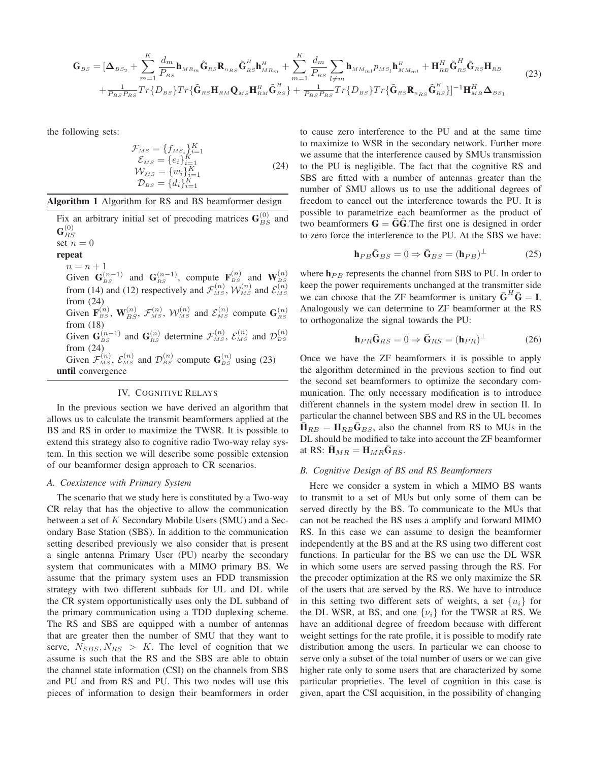$$
\begin{aligned}
\mathbf{G}_{BS} = [\boldsymbol{\Delta}_{BS_2} &+ \sum_{m=1}^{K} \frac{d_m}{P_{BS}} \mathbf{h}_{MR_m} \tilde{\mathbf{G}}_{RS} \mathbf{R}_{n_{RS}} \tilde{\mathbf{G}}_{RS}^{H} \mathbf{h}_{MR_m}^{H} + \sum_{m=1}^{K} \frac{d_m}{P_{BS}} \sum_{l \neq m} \mathbf{h}_{MM_{ml}} p_{MS_l} \mathbf{h}_{MM_{ml}}^{H} + \mathbf{H}_{RB}^{H} \tilde{\mathbf{G}}_{RS}^{H} \tilde{\mathbf{G}}_{RS} \mathbf{H}_{RB} \\
&+ \tfrac{1}{P_{BS} P_{RS}} Tr\{D_{BS}\} Tr\{\tilde{\mathbf{G}}_{RS} \mathbf{H}_{RM} \mathbf{Q}_{MS} \mathbf{H}_{RM}^{H} \tilde{\mathbf{G}}_{RS}^{H}\} + \tfrac{1}{P_{BS} P_{RS}} Tr\{D_{BS}\} Tr\{\tilde{\mathbf{G}}_{RS} \mathbf{R}_{n_{RS}} \tilde{\mathbf{G}}_{RS}^{H}\}]^{-1} \mathbf{H}_{MB}^{H} \boldsymbol{\Delta}_{BS_1}
\end{aligned}
\tag{23}
$$

the following sets:

$$
\begin{array}{l}
\mathcal{F}_{MS} = \{f_{MS_i}\}_{i=1}^{K} \\
\mathcal{E}_{MS} = \{e_i\}_{i=1}^{K} \\
\mathcal{W}_{MS} = \{w_i\}_{i=1}^{K} \\
\mathcal{D}_{BS} = \{d_i\}_{i=1}^{K}
\end{array}
\tag{24}
$$

**Algorithm 1** Algorithm for RS and BS beamformer design

> Fix an arbitrary initial set of precoding matrices $\mathbf{G}_{BS}^{(0)}$ and $\mathbf{G}_{RS}^{(0)}$
> set $n = 0$
> **repeat**
> $n = n + 1$
> Given $\mathbf{G}_{BS}^{(n-1)}$ and $\mathbf{G}_{RS}^{(n-1)}$, compute $\mathbf{F}_{BS}^{(n)}$ and $\mathbf{W}_{BS}^{(n)}$ from (14) and (12) respectively and $\mathcal{F}_{MS}^{(n)}$, $\mathcal{W}_{MS}^{(n)}$ and $\mathcal{E}_{MS}^{(n)}$ from (24)
> Given $\mathbf{F}_{BS}^{(n)}$, $\mathbf{W}_{BS}^{(n)}$, $\mathcal{F}_{MS}^{(n)}$, $\mathcal{W}_{MS}^{(n)}$ and $\mathcal{E}_{MS}^{(n)}$ compute $\mathbf{G}_{RS}^{(n)}$ from (18)
> Given $\mathbf{G}_{BS}^{(n-1)}$ and $\mathbf{G}_{RS}^{(n)}$ determine $\mathcal{F}_{MS}^{(n)}$, $\mathcal{E}_{MS}^{(n)}$ and $\mathcal{D}_{BS}^{(n)}$ from (24)
> Given $\mathcal{F}_{MS}^{(n)}$, $\mathcal{E}_{MS}^{(n)}$ and $\mathcal{D}_{BS}^{(n)}$ compute $\mathbf{G}_{BS}^{(n)}$ using (23)
> **until** convergence

## IV. Cognitive Relays

In the previous section we have derived an algorithm that allows us to calculate the transmit beamformers applied at the BS and RS in order to maximize the TWSR. It is possible to extend this strategy also to cognitive radio Two-way relay system. In this section we will describe some possible extension of our beamformer design approach to CR scenarios.

### A. Coexistence with Primary System

The scenario that we study here is constituted by a Two-way CR relay that has the objective to allow the communication between a set of $K$ Secondary Mobile Users (SMU) and a Secondary Base Station (SBS). In addition to the communication setting described previously we also consider that is present a single antenna Primary User (PU) nearby the secondary system that communicates with a MIMO primary BS. We assume that the primary system uses an FDD transmission strategy with two different subbads for UL and DL while the CR system opportunistically uses only the DL subband of the primary communication using a TDD duplexing scheme. The RS and SBS are equipped with a number of antennas that are greater then the number of SMU that they want to serve, $N_{SBS}, N_{RS} > K$. The level of cognition that we assume is such that the RS and the SBS are able to obtain the channel state information (CSI) on the channels from SBS and PU and from RS and PU. This two nodes will use this pieces of information to design their beamformers in order to cause zero interference to the PU and at the same time to maximize to WSR in the secondary network. Further more we assume that the interference caused by SMUs transmission to the PU is negligible. The fact that the cognitive RS and SBS are fitted with a number of antennas greater than the number of SMU allows us to use the additional degrees of freedom to cancel out the interference towards the PU. It is possible to parametrize each beamformer as the product of two beamformers $\mathbf{G} = \bar{\mathbf{G}}\hat{\mathbf{G}}$.The first one is designed in order to zero force the interference to the PU. At the SBS we have:

$$
\mathbf{h}_{PB} \bar{\mathbf{G}}_{BS} = 0 \Rightarrow \bar{\mathbf{G}}_{BS} = (\mathbf{h}_{PB})^{\perp}
\tag{25}
$$

where $\mathbf{h}_{PB}$ represents the channel from SBS to PU. In order to keep the power requirements unchanged at the transmitter side we can choose that the ZF beamformer is unitary $\bar{\mathbf{G}}^{H}\bar{\mathbf{G}} = \mathbf{I}$. Analogously we can determine to ZF beamformer at the RS to orthogonalize the signal towards the PU:

$$
\mathbf{h}_{PR} \bar{\mathbf{G}}_{RS} = 0 \Rightarrow \bar{\mathbf{G}}_{RS} = (\mathbf{h}_{PR})^{\perp}
\tag{26}
$$

Once we have the ZF beamformers it is possible to apply the algorithm determined in the previous section to find out the second set beamformers to optimize the secondary communication. The only necessary modification is to introduce different channels in the system model drew in section II. In particular the channel between SBS and RS in the UL becomes $\bar{\mathbf{H}}_{RB} = \mathbf{H}_{RB}\bar{\mathbf{G}}_{BS}$, also the channel from RS to MUs in the DL should be modified to take into account the ZF beamformer at RS: $\bar{\mathbf{H}}_{MR} = \mathbf{H}_{MR}\bar{\mathbf{G}}_{RS}$.

### B. Cognitive Design of BS and RS Beamformers

Here we consider a system in which a MIMO BS wants to transmit to a set of MUs but only some of them can be served directly by the BS. To communicate to the MUs that can not be reached the BS uses a amplify and forward MIMO RS. In this case we can assume to design the beamformer independently at the BS and at the RS using two different cost functions. In particular for the BS we can use the DL WSR in which some users are served passing through the RS. For the precoder optimization at the RS we only maximize the SR of the users that are served by the RS. We have to introduce in this setting two different sets of weights, a set $\{u_i\}$ for the DL WSR, at BS, and one $\{\nu_i\}$ for the TWSR at RS. We have an additional degree of freedom because with different weight settings for the rate profile, it is possible to modify rate distribution among the users. In particular we can choose to serve only a subset of the total number of users or we can give higher rate only to some users that are characterized by some particular proprieties. The level of cognition in this case is given, apart the CSI acquisition, in the possibility of changing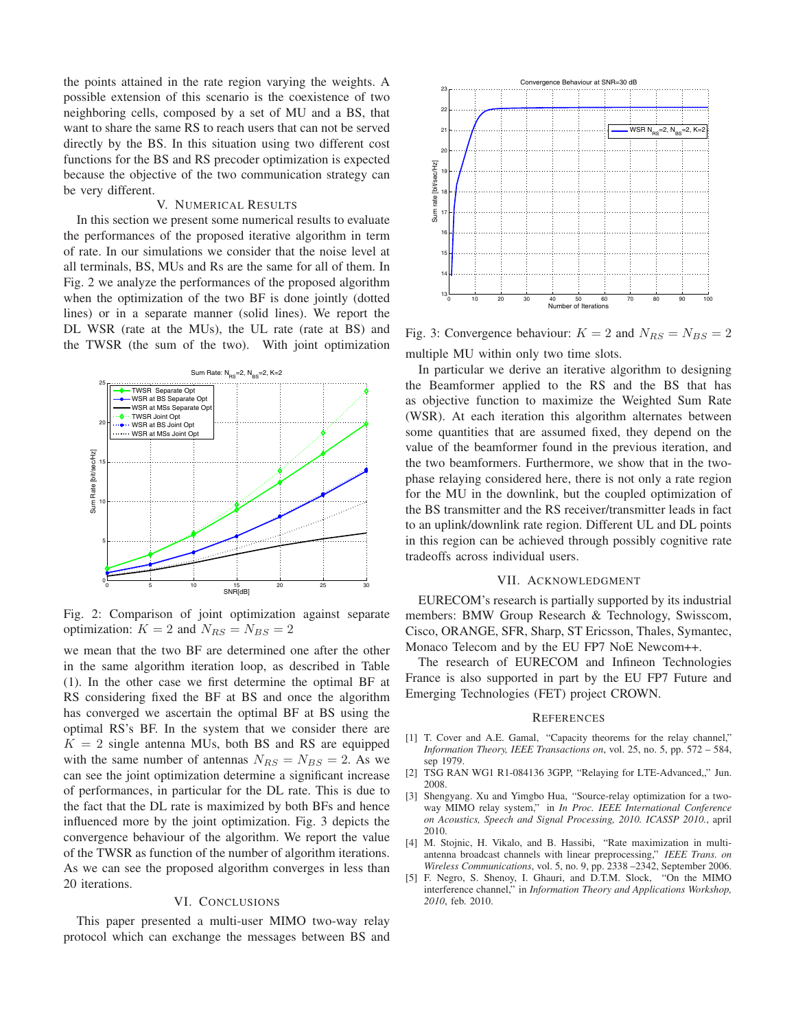the points attained in the rate region varying the weights. A possible extension of this scenario is the coexistence of two neighboring cells, composed by a set of MU and a BS, that want to share the same RS to reach users that can not be served directly by the BS. In this situation using two different cost functions for the BS and RS precoder optimization is expected because the objective of the two communication strategy can be very different.

## V. Numerical Results

In this section we present some numerical results to evaluate the performances of the proposed iterative algorithm in term of rate. In our simulations we consider that the noise level at all terminals, BS, MUs and Rs are the same for all of them. In Fig. 2 we analyze the performances of the proposed algorithm when the optimization of the two BF is done jointly (dotted lines) or in a separate manner (solid lines). We report the DL WSR (rate at the MUs), the UL rate (rate at BS) and the TWSR (the sum of the two). With joint optimization we mean that the two BF are determined one after the other in the same algorithm iteration loop, as described in Table (1). In the other case we first determine the optimal BF at RS considering fixed the BF at BS and once the algorithm has converged we ascertain the optimal BF at BS using the optimal RS's BF. In the system that we consider there are $K = 2$ single antenna MUs, both BS and RS are equipped with the same number of antennas $N_{RS} = N_{BS} = 2$. As we can see the joint optimization determine a significant increase of performances, in particular for the DL rate. This is due to the fact that the DL rate is maximized by both BFs and hence influenced more by the joint optimization. Fig. 3 depicts the convergence behaviour of the algorithm. We report the value of the TWSR as function of the number of algorithm iterations. As we can see the proposed algorithm converges in less than 20 iterations.

Sum Rate: $N_{RS}$=2, $N_{BS}$=2, K=2

TWSR Separate Opt
WSR at BS Separate Opt
WSR at MSs Separate Opt
TWSR Joint Opt
WSR at BS Joint Opt
WSR at MSs Joint Opt

Sum Rate [bit/sec/Hz]
SNR[dB]

Fig. 2: Comparison of joint optimization against separate optimization: $K = 2$ and $N_{RS} = N_{BS} = 2$

Convergence Behaviour at SNR=30 dB

WSR $N_{RS}$=2, $N_{BS}$=2, K=2

Sum rate [bit/sec/Hz]
Number of Iterations

Fig. 3: Convergence behaviour: $K = 2$ and $N_{RS} = N_{BS} = 2$

## VI. Conclusions

This paper presented a multi-user MIMO two-way relay protocol which can exchange the messages between BS and multiple MU within only two time slots.

In particular we derive an iterative algorithm to designing the Beamformer applied to the RS and the BS that has as objective function to maximize the Weighted Sum Rate (WSR). At each iteration this algorithm alternates between some quantities that are assumed fixed, they depend on the value of the beamformer found in the previous iteration, and the two beamformers. Furthermore, we show that in the two-phase relaying considered here, there is not only a rate region for the MU in the downlink, but the coupled optimization of the BS transmitter and the RS receiver/transmitter leads in fact to an uplink/downlink rate region. Different UL and DL points in this region can be achieved through possibly cognitive rate tradeoffs across individual users.

## VII. Acknowledgment

EURECOM's research is partially supported by its industrial members: BMW Group Research & Technology, Swisscom, Cisco, ORANGE, SFR, Sharp, ST Ericsson, Thales, Symantec, Monaco Telecom and by the EU FP7 NoE Newcom++.

The research of EURECOM and Infineon Technologies France is also supported in part by the EU FP7 Future and Emerging Technologies (FET) project CROWN.

## References

[1] T. Cover and A.E. Gamal, "Capacity theorems for the relay channel," *Information Theory, IEEE Transactions on*, vol. 25, no. 5, pp. 572 – 584, sep 1979.

[2] TSG RAN WG1 R1-084136 3GPP, "Relaying for LTE-Advanced,," Jun. 2008.

[3] Shengyang. Xu and Yimgbo Hua, "Source-relay optimization for a two-way MIMO relay system," in *In Proc. IEEE International Conference on Acoustics, Speech and Signal Processing, 2010. ICASSP 2010.*, april 2010.

[4] M. Stojnic, H. Vikalo, and B. Hassibi, "Rate maximization in multi-antenna broadcast channels with linear preprocessing," *IEEE Trans. on Wireless Communications*, vol. 5, no. 9, pp. 2338 –2342, September 2006.

[5] F. Negro, S. Shenoy, I. Ghauri, and D.T.M. Slock, "On the MIMO interference channel," in *Information Theory and Applications Workshop, 2010*, feb. 2010.